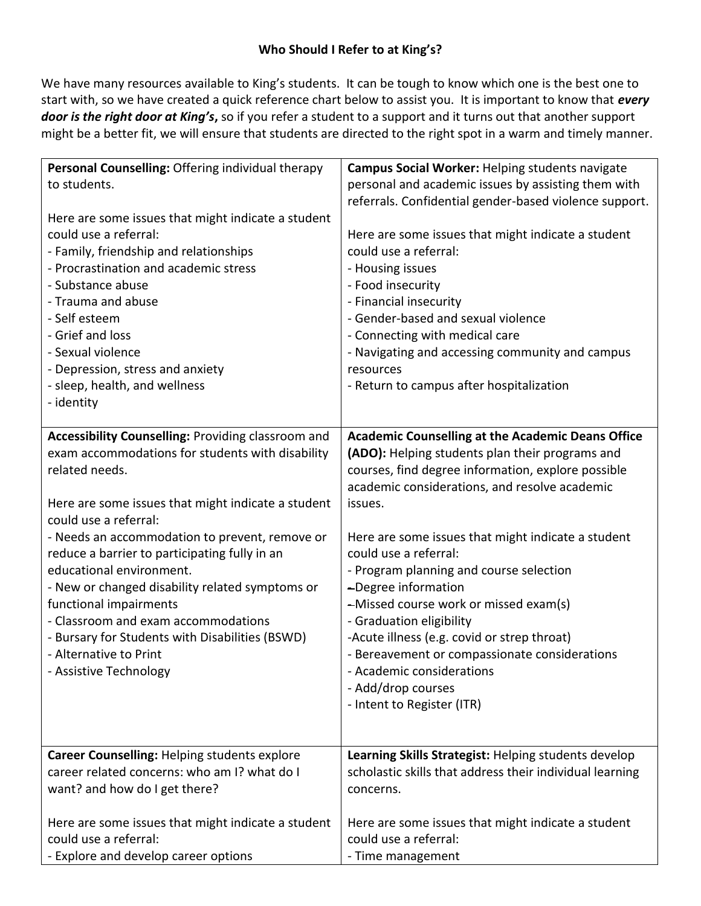**Who Should I Refer to at King's?**

We have many resources available to King's students. It can be tough to know which one is the best one to start with, so we have created a quick reference chart below to assist you. It is important to know that ***every door is the right door at King's***, so if you refer a student to a support and it turns out that another support might be a better fit, we will ensure that students are directed to the right spot in a warm and timely manner.

| | |
|---|---|
| **Personal Counselling:** Offering individual therapy to students.<br><br>Here are some issues that might indicate a student could use a referral:<br>- Family, friendship and relationships<br>- Procrastination and academic stress<br>- Substance abuse<br>- Trauma and abuse<br>- Self esteem<br>- Grief and loss<br>- Sexual violence<br>- Depression, stress and anxiety<br>- sleep, health, and wellness<br>- identity | **Campus Social Worker:** Helping students navigate personal and academic issues by assisting them with referrals. Confidential gender-based violence support.<br><br>Here are some issues that might indicate a student could use a referral:<br>- Housing issues<br>- Food insecurity<br>- Financial insecurity<br>- Gender-based and sexual violence<br>- Connecting with medical care<br>- Navigating and accessing community and campus resources<br>- Return to campus after hospitalization |
| **Accessibility Counselling:** Providing classroom and exam accommodations for students with disability related needs.<br><br>Here are some issues that might indicate a student could use a referral:<br>- Needs an accommodation to prevent, remove or reduce a barrier to participating fully in an educational environment.<br>- New or changed disability related symptoms or functional impairments<br>- Classroom and exam accommodations<br>- Bursary for Students with Disabilities (BSWD)<br>- Alternative to Print<br>- Assistive Technology | **Academic Counselling at the Academic Deans Office (ADO):** Helping students plan their programs and courses, find degree information, explore possible academic considerations, and resolve academic issues.<br><br>Here are some issues that might indicate a student could use a referral:<br>- Program planning and course selection<br>- Degree information<br>- Missed course work or missed exam(s)<br>- Graduation eligibility<br>-Acute illness (e.g. covid or strep throat)<br>- Bereavement or compassionate considerations<br>- Academic considerations<br>- Add/drop courses<br>- Intent to Register (ITR) |
| **Career Counselling:** Helping students explore career related concerns: who am I? what do I want? and how do I get there?<br><br>Here are some issues that might indicate a student could use a referral:<br>- Explore and develop career options | **Learning Skills Strategist:** Helping students develop scholastic skills that address their individual learning concerns.<br><br>Here are some issues that might indicate a student could use a referral:<br>- Time management |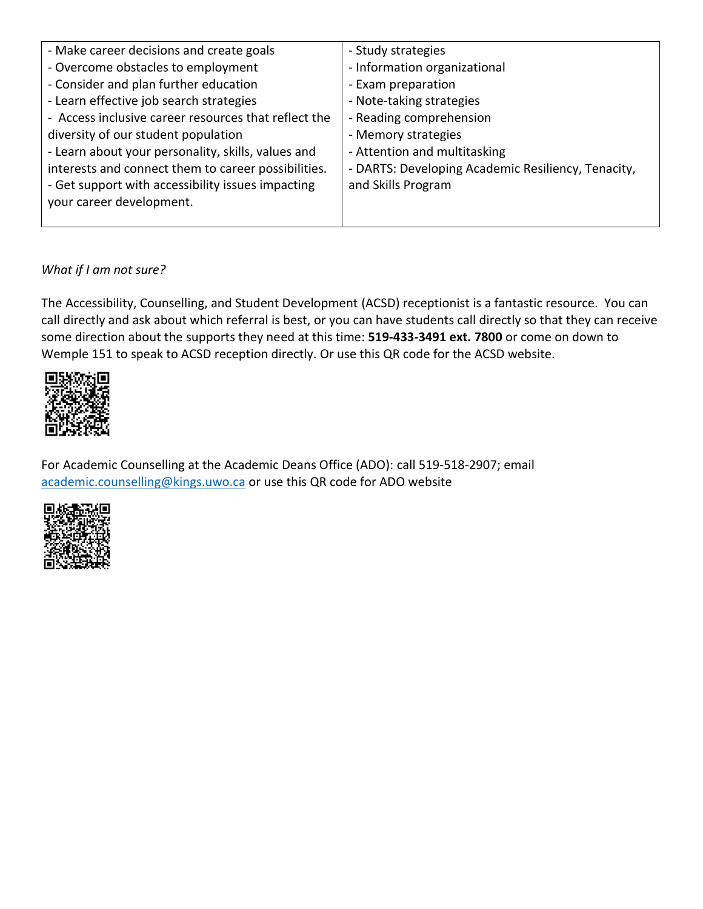| | |
|---|---|
| - Make career decisions and create goals<br>- Overcome obstacles to employment<br>- Consider and plan further education<br>- Learn effective job search strategies<br>- Access inclusive career resources that reflect the diversity of our student population<br>- Learn about your personality, skills, values and interests and connect them to career possibilities.<br>- Get support with accessibility issues impacting your career development. | - Study strategies<br>- Information organizational<br>- Exam preparation<br>- Note-taking strategies<br>- Reading comprehension<br>- Memory strategies<br>- Attention and multitasking<br>- DARTS: Developing Academic Resiliency, Tenacity, and Skills Program |

*What if I am not sure?*

The Accessibility, Counselling, and Student Development (ACSD) receptionist is a fantastic resource. You can call directly and ask about which referral is best, or you can have students call directly so that they can receive some direction about the supports they need at this time: **519-433-3491 ext. 7800** or come on down to Wemple 151 to speak to ACSD reception directly. Or use this QR code for the ACSD website.

For Academic Counselling at the Academic Deans Office (ADO): call 519-518-2907; email [academic.counselling@kings.uwo.ca](mailto:academic.counselling@kings.uwo.ca) or use this QR code for ADO website